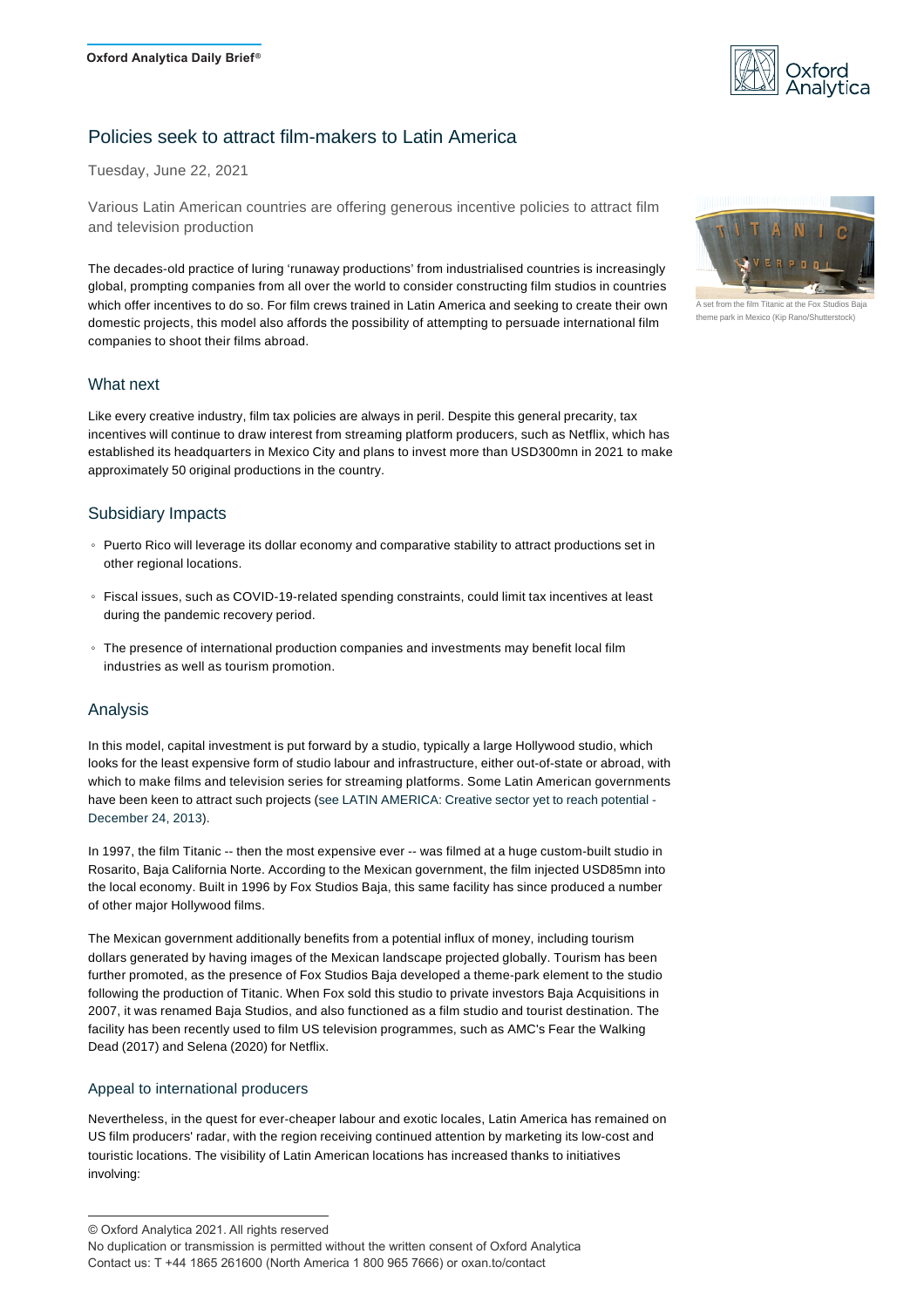Oxford Analytica Daily Brief®

# Policies seek to attract film-makers to Latin America

Tuesday, June 22, 2021

Various Latin American countries are offering generous incentive policies to attract film and television production

The decades-old practice of luring 'runaway productions' from industrialised countries is increasingly global, prompting companies from all over the world to consider constructing film studios in countries which offer incentives to do so. For film crews trained in Latin America and seeking to create their own domestic projects, this model also affords the possibility of attempting to persuade international film companies to shoot their films abroad.

A set from the film Titanic at the Fox Studios Baja theme park in Mexico (Kip Rano/Shutterstock)

## What next

Like every creative industry, film tax policies are always in peril. Despite this general precarity, tax incentives will continue to draw interest from streaming platform producers, such as Netflix, which has established its headquarters in Mexico City and plans to invest more than USD300mn in 2021 to make approximately 50 original productions in the country.

## Subsidiary Impacts

- Puerto Rico will leverage its dollar economy and comparative stability to attract productions set in other regional locations.
- Fiscal issues, such as COVID-19-related spending constraints, could limit tax incentives at least during the pandemic recovery period.
- The presence of international production companies and investments may benefit local film industries as well as tourism promotion.

## Analysis

In this model, capital investment is put forward by a studio, typically a large Hollywood studio, which looks for the least expensive form of studio labour and infrastructure, either out-of-state or abroad, with which to make films and television series for streaming platforms. Some Latin American governments have been keen to attract such projects (see LATIN AMERICA: Creative sector yet to reach potential - December 24, 2013).

In 1997, the film Titanic -- then the most expensive ever -- was filmed at a huge custom-built studio in Rosarito, Baja California Norte. According to the Mexican government, the film injected USD85mn into the local economy. Built in 1996 by Fox Studios Baja, this same facility has since produced a number of other major Hollywood films.

The Mexican government additionally benefits from a potential influx of money, including tourism dollars generated by having images of the Mexican landscape projected globally. Tourism has been further promoted, as the presence of Fox Studios Baja developed a theme-park element to the studio following the production of Titanic. When Fox sold this studio to private investors Baja Acquisitions in 2007, it was renamed Baja Studios, and also functioned as a film studio and tourist destination. The facility has been recently used to film US television programmes, such as AMC's Fear the Walking Dead (2017) and Selena (2020) for Netflix.

### Appeal to international producers

Nevertheless, in the quest for ever-cheaper labour and exotic locales, Latin America has remained on US film producers' radar, with the region receiving continued attention by marketing its low-cost and touristic locations. The visibility of Latin American locations has increased thanks to initiatives involving: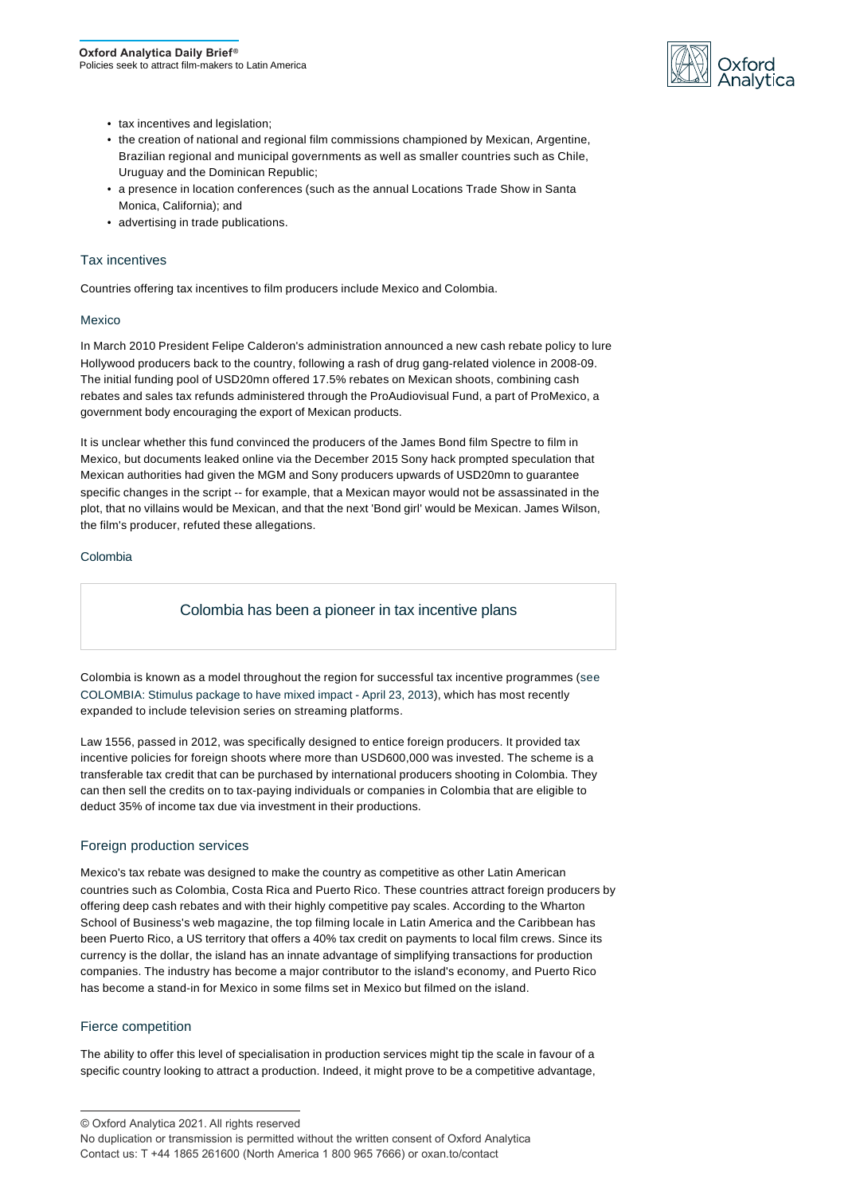- tax incentives and legislation;
- the creation of national and regional film commissions championed by Mexican, Argentine, Brazilian regional and municipal governments as well as smaller countries such as Chile, Uruguay and the Dominican Republic;
- a presence in location conferences (such as the annual Locations Trade Show in Santa Monica, California); and
- advertising in trade publications.

## Tax incentives

Countries offering tax incentives to film producers include Mexico and Colombia.

### Mexico

In March 2010 President Felipe Calderon's administration announced a new cash rebate policy to lure Hollywood producers back to the country, following a rash of drug gang-related violence in 2008-09. The initial funding pool of USD20mn offered 17.5% rebates on Mexican shoots, combining cash rebates and sales tax refunds administered through the ProAudiovisual Fund, a part of ProMexico, a government body encouraging the export of Mexican products.

It is unclear whether this fund convinced the producers of the James Bond film Spectre to film in Mexico, but documents leaked online via the December 2015 Sony hack prompted speculation that Mexican authorities had given the MGM and Sony producers upwards of USD20mn to guarantee specific changes in the script -- for example, that a Mexican mayor would not be assassinated in the plot, that no villains would be Mexican, and that the next 'Bond girl' would be Mexican. James Wilson, the film's producer, refuted these allegations.

### Colombia

> Colombia has been a pioneer in tax incentive plans

Colombia is known as a model throughout the region for successful tax incentive programmes (see COLOMBIA: Stimulus package to have mixed impact - April 23, 2013), which has most recently expanded to include television series on streaming platforms.

Law 1556, passed in 2012, was specifically designed to entice foreign producers. It provided tax incentive policies for foreign shoots where more than USD600,000 was invested. The scheme is a transferable tax credit that can be purchased by international producers shooting in Colombia. They can then sell the credits on to tax-paying individuals or companies in Colombia that are eligible to deduct 35% of income tax due via investment in their productions.

## Foreign production services

Mexico's tax rebate was designed to make the country as competitive as other Latin American countries such as Colombia, Costa Rica and Puerto Rico. These countries attract foreign producers by offering deep cash rebates and with their highly competitive pay scales. According to the Wharton School of Business's web magazine, the top filming locale in Latin America and the Caribbean has been Puerto Rico, a US territory that offers a 40% tax credit on payments to local film crews. Since its currency is the dollar, the island has an innate advantage of simplifying transactions for production companies. The industry has become a major contributor to the island's economy, and Puerto Rico has become a stand-in for Mexico in some films set in Mexico but filmed on the island.

## Fierce competition

The ability to offer this level of specialisation in production services might tip the scale in favour of a specific country looking to attract a production. Indeed, it might prove to be a competitive advantage,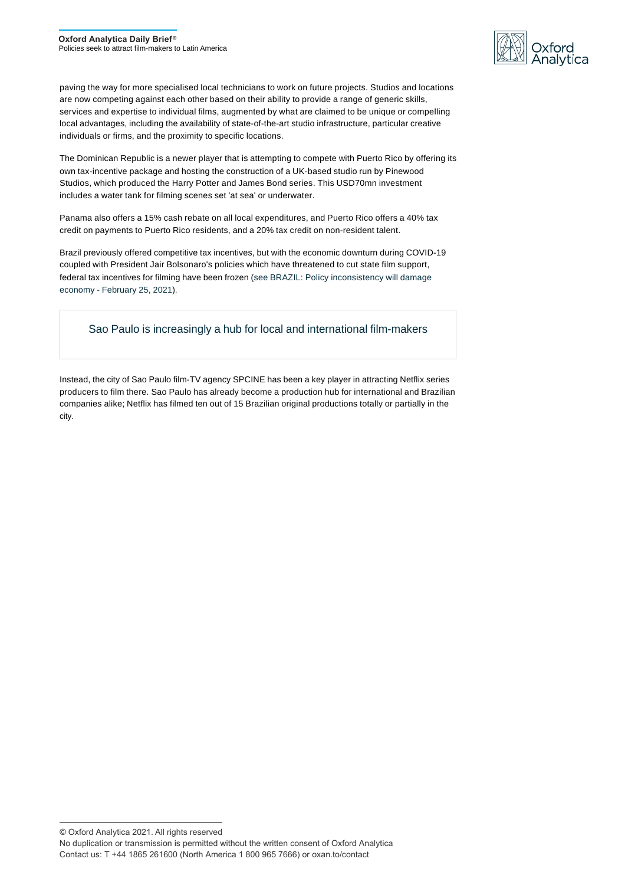paving the way for more specialised local technicians to work on future projects. Studios and locations are now competing against each other based on their ability to provide a range of generic skills, services and expertise to individual films, augmented by what are claimed to be unique or compelling local advantages, including the availability of state-of-the-art studio infrastructure, particular creative individuals or firms, and the proximity to specific locations.

The Dominican Republic is a newer player that is attempting to compete with Puerto Rico by offering its own tax-incentive package and hosting the construction of a UK-based studio run by Pinewood Studios, which produced the Harry Potter and James Bond series. This USD70mn investment includes a water tank for filming scenes set 'at sea' or underwater.

Panama also offers a 15% cash rebate on all local expenditures, and Puerto Rico offers a 40% tax credit on payments to Puerto Rico residents, and a 20% tax credit on non-resident talent.

Brazil previously offered competitive tax incentives, but with the economic downturn during COVID-19 coupled with President Jair Bolsonaro's policies which have threatened to cut state film support, federal tax incentives for filming have been frozen (see BRAZIL: Policy inconsistency will damage economy - February 25, 2021).

> Sao Paulo is increasingly a hub for local and international film-makers

Instead, the city of Sao Paulo film-TV agency SPCINE has been a key player in attracting Netflix series producers to film there. Sao Paulo has already become a production hub for international and Brazilian companies alike; Netflix has filmed ten out of 15 Brazilian original productions totally or partially in the city.